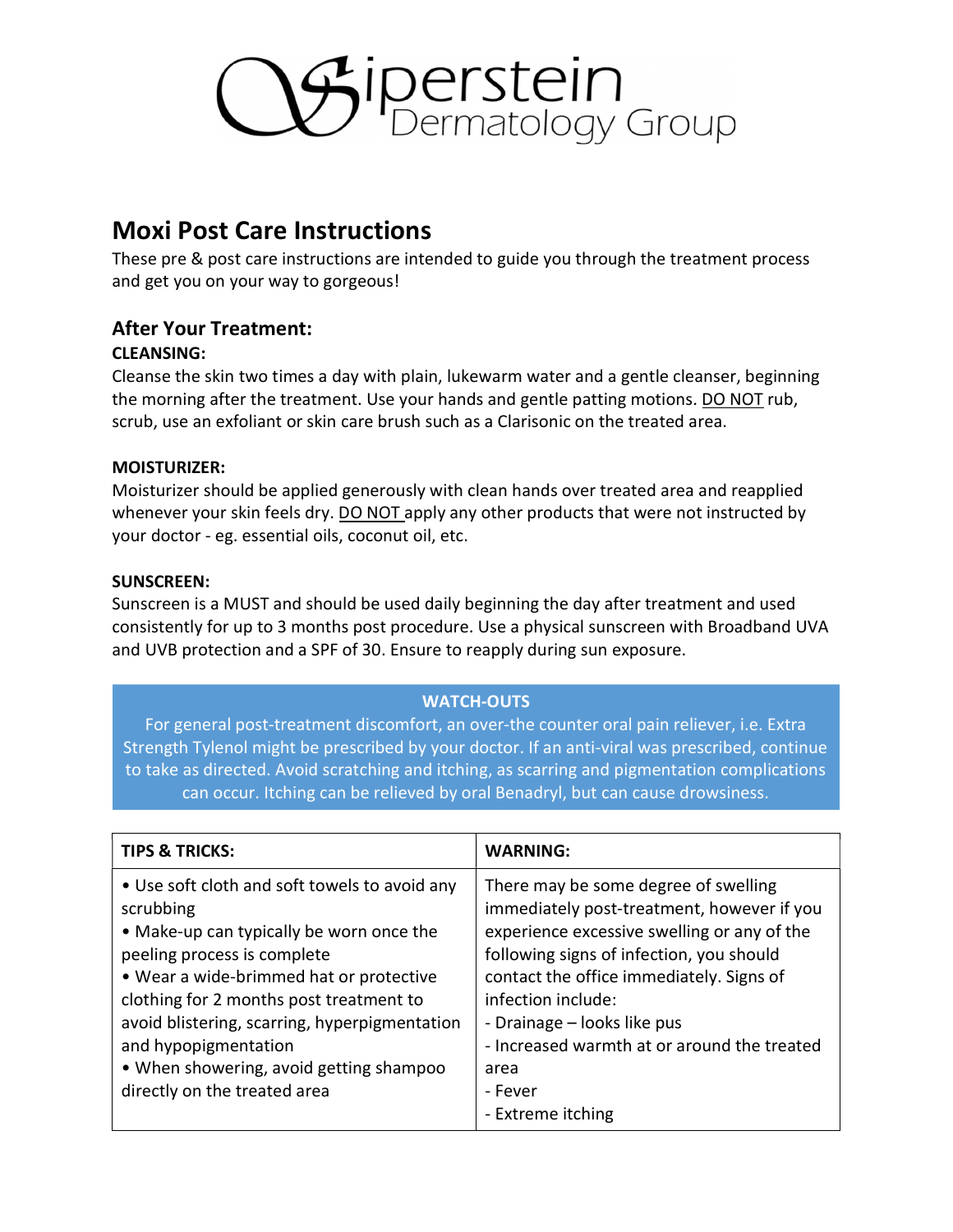Siperstein Dermatology Group

# Moxi Post Care Instructions

These pre & post care instructions are intended to guide you through the treatment process and get you on your way to gorgeous!

## After Your Treatment:

**CLEANSING:**

Cleanse the skin two times a day with plain, lukewarm water and a gentle cleanser, beginning the morning after the treatment. Use your hands and gentle patting motions. DO NOT rub, scrub, use an exfoliant or skin care brush such as a Clarisonic on the treated area.

**MOISTURIZER:**

Moisturizer should be applied generously with clean hands over treated area and reapplied whenever your skin feels dry. DO NOT apply any other products that were not instructed by your doctor - eg. essential oils, coconut oil, etc.

**SUNSCREEN:**

Sunscreen is a MUST and should be used daily beginning the day after treatment and used consistently for up to 3 months post procedure. Use a physical sunscreen with Broadband UVA and UVB protection and a SPF of 30. Ensure to reapply during sun exposure.

**WATCH-OUTS**

For general post-treatment discomfort, an over-the counter oral pain reliever, i.e. Extra Strength Tylenol might be prescribed by your doctor. If an anti-viral was prescribed, continue to take as directed. Avoid scratching and itching, as scarring and pigmentation complications can occur. Itching can be relieved by oral Benadryl, but can cause drowsiness.

| TIPS & TRICKS: | WARNING: |
|---|---|
| • Use soft cloth and soft towels to avoid any scrubbing<br>• Make-up can typically be worn once the peeling process is complete<br>• Wear a wide-brimmed hat or protective clothing for 2 months post treatment to avoid blistering, scarring, hyperpigmentation and hypopigmentation<br>• When showering, avoid getting shampoo directly on the treated area | There may be some degree of swelling immediately post-treatment, however if you experience excessive swelling or any of the following signs of infection, you should contact the office immediately. Signs of infection include:<br>- Drainage – looks like pus<br>- Increased warmth at or around the treated area<br>- Fever<br>- Extreme itching |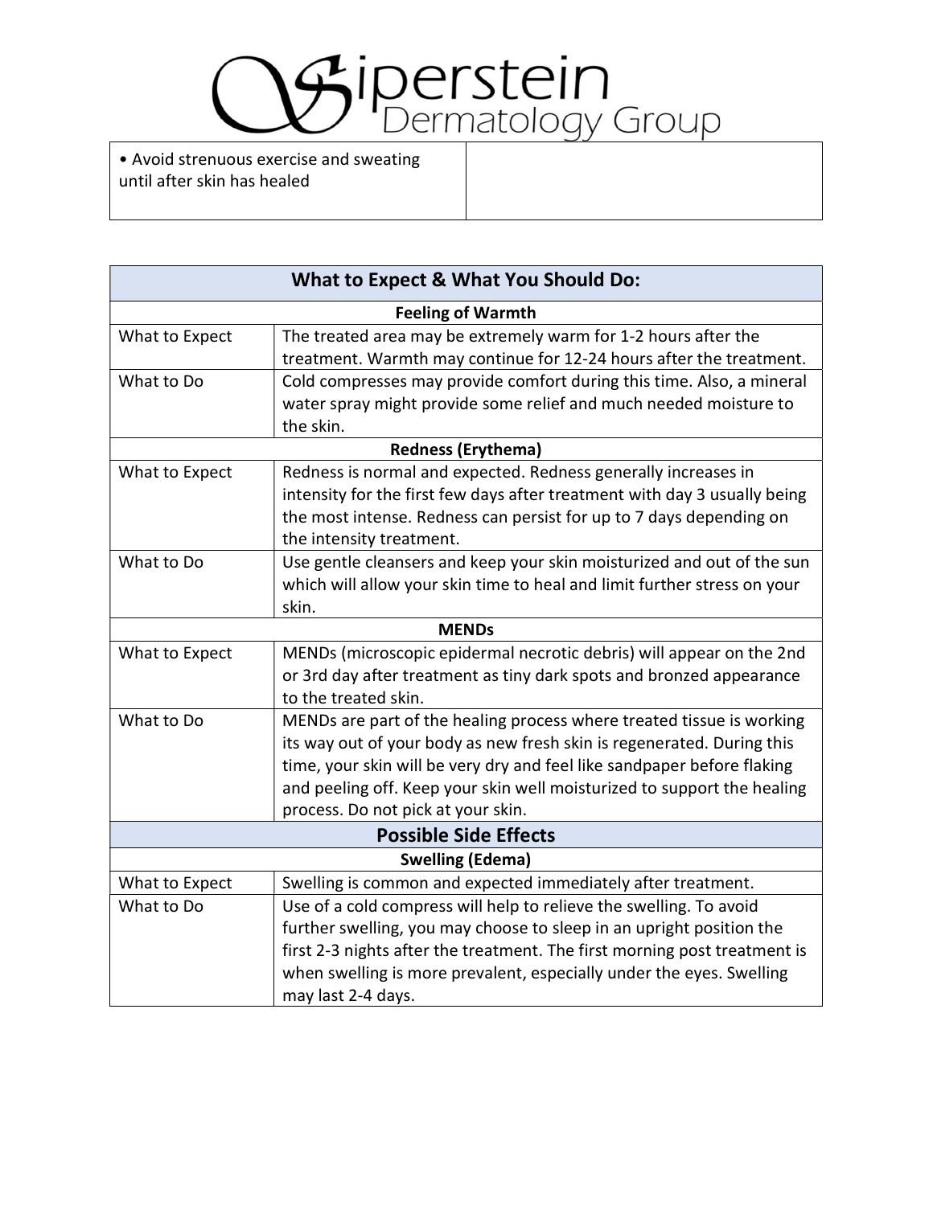| | |
|---|---|
| • Avoid strenuous exercise and sweating until after skin has healed | |

| What to Expect & What You Should Do: | |
|---|---|
| **Feeling of Warmth** | |
| What to Expect | The treated area may be extremely warm for 1-2 hours after the treatment. Warmth may continue for 12-24 hours after the treatment. |
| What to Do | Cold compresses may provide comfort during this time. Also, a mineral water spray might provide some relief and much needed moisture to the skin. |
| **Redness (Erythema)** | |
| What to Expect | Redness is normal and expected. Redness generally increases in intensity for the first few days after treatment with day 3 usually being the most intense. Redness can persist for up to 7 days depending on the intensity treatment. |
| What to Do | Use gentle cleansers and keep your skin moisturized and out of the sun which will allow your skin time to heal and limit further stress on your skin. |
| **MENDs** | |
| What to Expect | MENDs (microscopic epidermal necrotic debris) will appear on the 2nd or 3rd day after treatment as tiny dark spots and bronzed appearance to the treated skin. |
| What to Do | MENDs are part of the healing process where treated tissue is working its way out of your body as new fresh skin is regenerated. During this time, your skin will be very dry and feel like sandpaper before flaking and peeling off. Keep your skin well moisturized to support the healing process. Do not pick at your skin. |
| **Possible Side Effects** | |
| **Swelling (Edema)** | |
| What to Expect | Swelling is common and expected immediately after treatment. |
| What to Do | Use of a cold compress will help to relieve the swelling. To avoid further swelling, you may choose to sleep in an upright position the first 2-3 nights after the treatment. The first morning post treatment is when swelling is more prevalent, especially under the eyes. Swelling may last 2-4 days. |